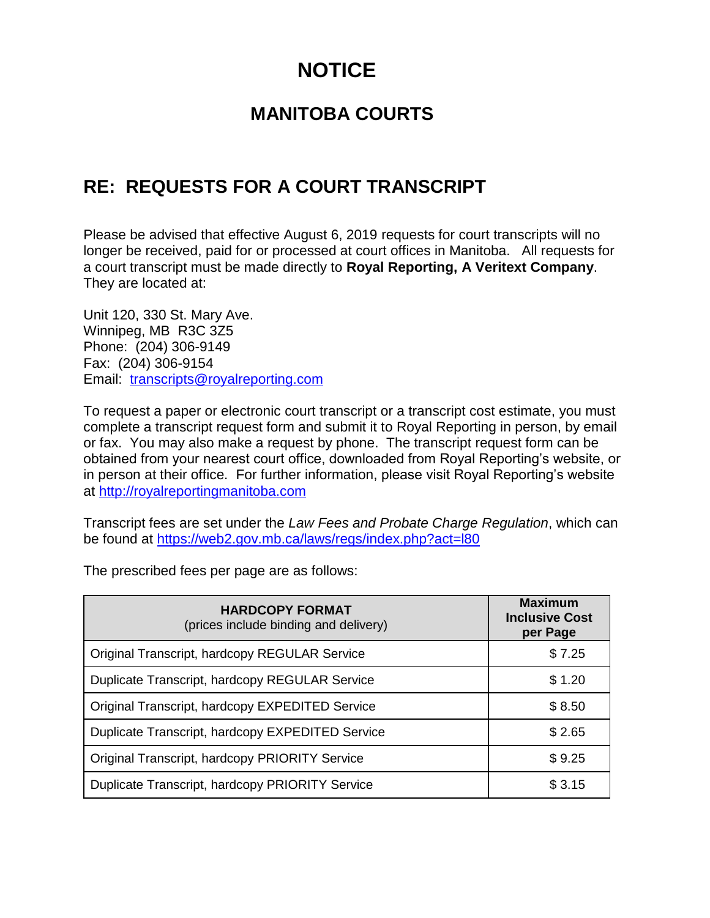# NOTICE

## MANITOBA COURTS

## RE: REQUESTS FOR A COURT TRANSCRIPT

Please be advised that effective August 6, 2019 requests for court transcripts will no longer be received, paid for or processed at court offices in Manitoba. All requests for a court transcript must be made directly to **Royal Reporting, A Veritext Company**. They are located at:

Unit 120, 330 St. Mary Ave.
Winnipeg, MB R3C 3Z5
Phone: (204) 306-9149
Fax: (204) 306-9154
Email: [transcripts@royalreporting.com](mailto:transcripts@royalreporting.com)

To request a paper or electronic court transcript or a transcript cost estimate, you must complete a transcript request form and submit it to Royal Reporting in person, by email or fax. You may also make a request by phone. The transcript request form can be obtained from your nearest court office, downloaded from Royal Reporting's website, or in person at their office. For further information, please visit Royal Reporting's website at [http://royalreportingmanitoba.com](http://royalreportingmanitoba.com)

Transcript fees are set under the *Law Fees and Probate Charge Regulation*, which can be found at [https://web2.gov.mb.ca/laws/regs/index.php?act=l80](https://web2.gov.mb.ca/laws/regs/index.php?act=l80)

The prescribed fees per page are as follows:

| **HARDCOPY FORMAT** (prices include binding and delivery) | **Maximum Inclusive Cost per Page** |
|---|---|
| Original Transcript, hardcopy REGULAR Service | $ 7.25 |
| Duplicate Transcript, hardcopy REGULAR Service | $ 1.20 |
| Original Transcript, hardcopy EXPEDITED Service | $ 8.50 |
| Duplicate Transcript, hardcopy EXPEDITED Service | $ 2.65 |
| Original Transcript, hardcopy PRIORITY Service | $ 9.25 |
| Duplicate Transcript, hardcopy PRIORITY Service | $ 3.15 |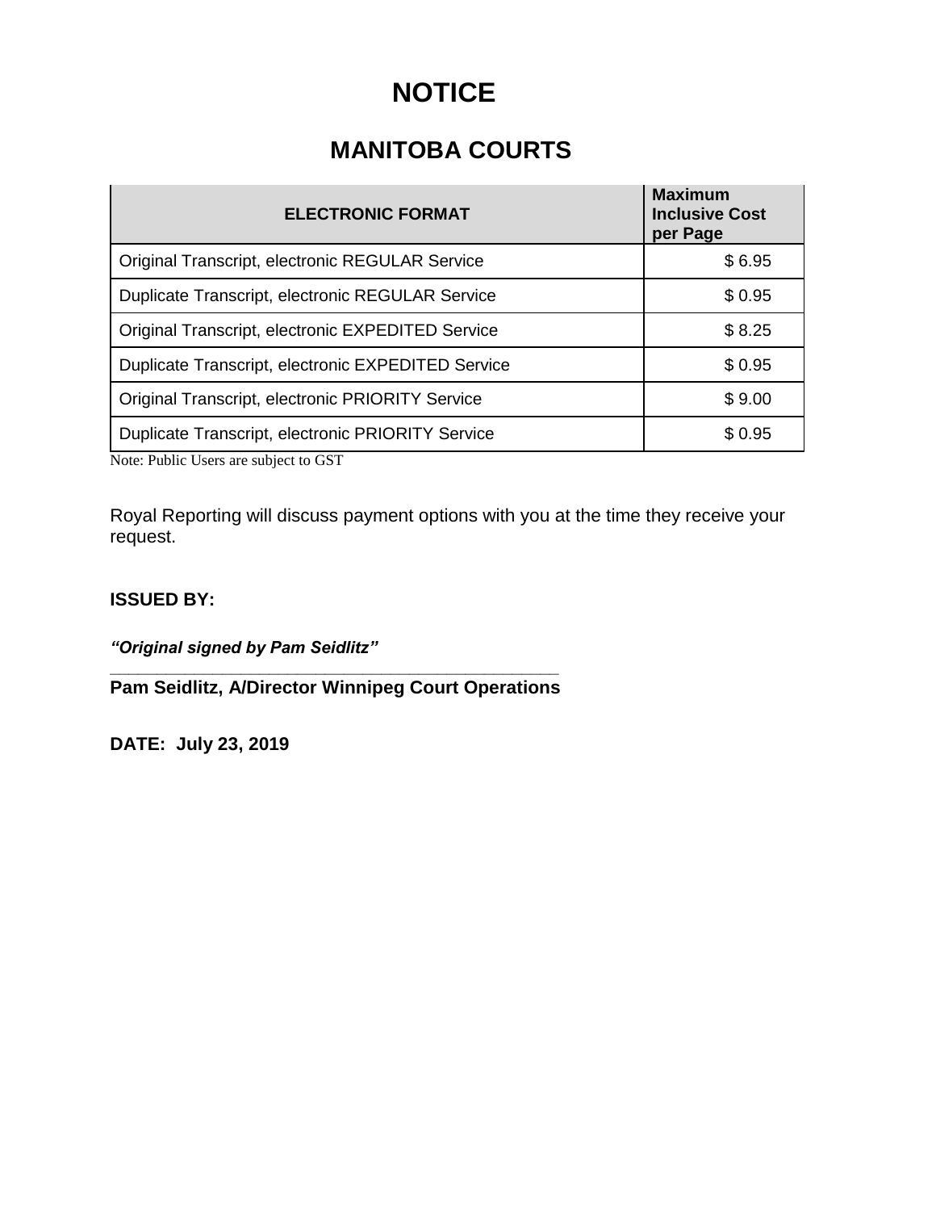# NOTICE

## MANITOBA COURTS

| ELECTRONIC FORMAT | Maximum Inclusive Cost per Page |
| --- | --- |
| Original Transcript, electronic REGULAR Service | $ 6.95 |
| Duplicate Transcript, electronic REGULAR Service | $ 0.95 |
| Original Transcript, electronic EXPEDITED Service | $ 8.25 |
| Duplicate Transcript, electronic EXPEDITED Service | $ 0.95 |
| Original Transcript, electronic PRIORITY Service | $ 9.00 |
| Duplicate Transcript, electronic PRIORITY Service | $ 0.95 |

Note: Public Users are subject to GST

Royal Reporting will discuss payment options with you at the time they receive your request.

**ISSUED BY:**

***"Original signed by Pam Seidlitz"***

**Pam Seidlitz, A/Director Winnipeg Court Operations**

**DATE: July 23, 2019**